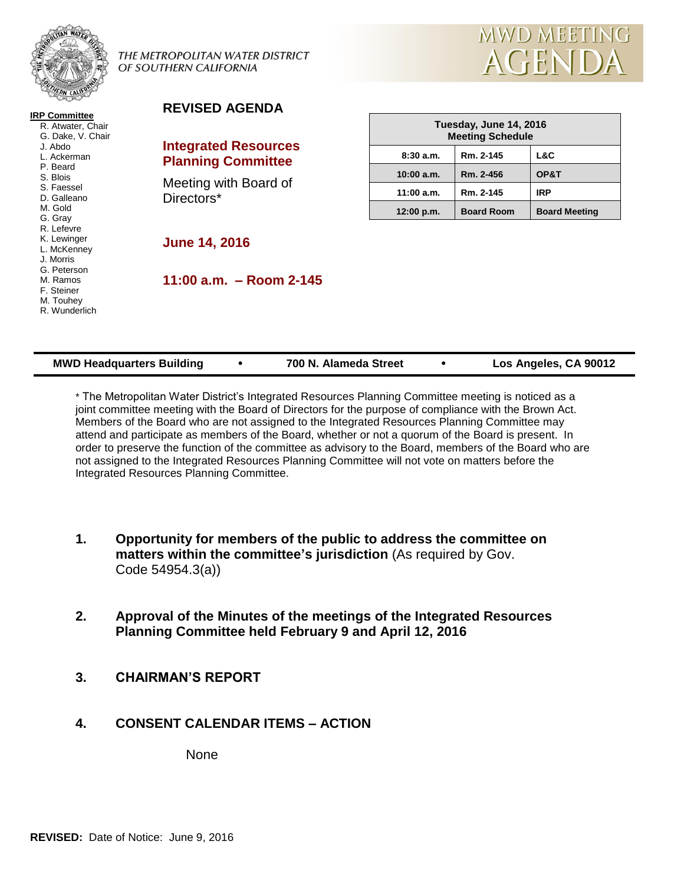THE METROPOLITAN WATER DISTRICT OF SOUTHERN CALIFORNIA

# MWD MEETING AGENDA

**IRP Committee**
- R. Atwater, Chair
- G. Dake, V. Chair
- J. Abdo
- L. Ackerman
- P. Beard
- S. Blois
- S. Faessel
- D. Galleano
- M. Gold
- G. Gray
- R. Lefevre
- K. Lewinger
- L. McKenney
- J. Morris
- G. Peterson
- M. Ramos
- F. Steiner
- M. Touhey
- R. Wunderlich

## REVISED AGENDA

## Integrated Resources Planning Committee

Meeting with Board of Directors*

**June 14, 2016**

**11:00 a.m. – Room 2-145**

| Tuesday, June 14, 2016 Meeting Schedule | | |
|---|---|---|
| 8:30 a.m. | Rm. 2-145 | L&C |
| 10:00 a.m. | Rm. 2-456 | OP&T |
| 11:00 a.m. | Rm. 2-145 | IRP |
| 12:00 p.m. | Board Room | Board Meeting |

**MWD Headquarters Building • 700 N. Alameda Street • Los Angeles, CA 90012**

* The Metropolitan Water District's Integrated Resources Planning Committee meeting is noticed as a joint committee meeting with the Board of Directors for the purpose of compliance with the Brown Act. Members of the Board who are not assigned to the Integrated Resources Planning Committee may attend and participate as members of the Board, whether or not a quorum of the Board is present. In order to preserve the function of the committee as advisory to the Board, members of the Board who are not assigned to the Integrated Resources Planning Committee will not vote on matters before the Integrated Resources Planning Committee.

1. **Opportunity for members of the public to address the committee on matters within the committee's jurisdiction** (As required by Gov. Code 54954.3(a))

2. **Approval of the Minutes of the meetings of the Integrated Resources Planning Committee held February 9 and April 12, 2016**

3. **CHAIRMAN'S REPORT**

4. **CONSENT CALENDAR ITEMS – ACTION**

   None

**REVISED:** Date of Notice: June 9, 2016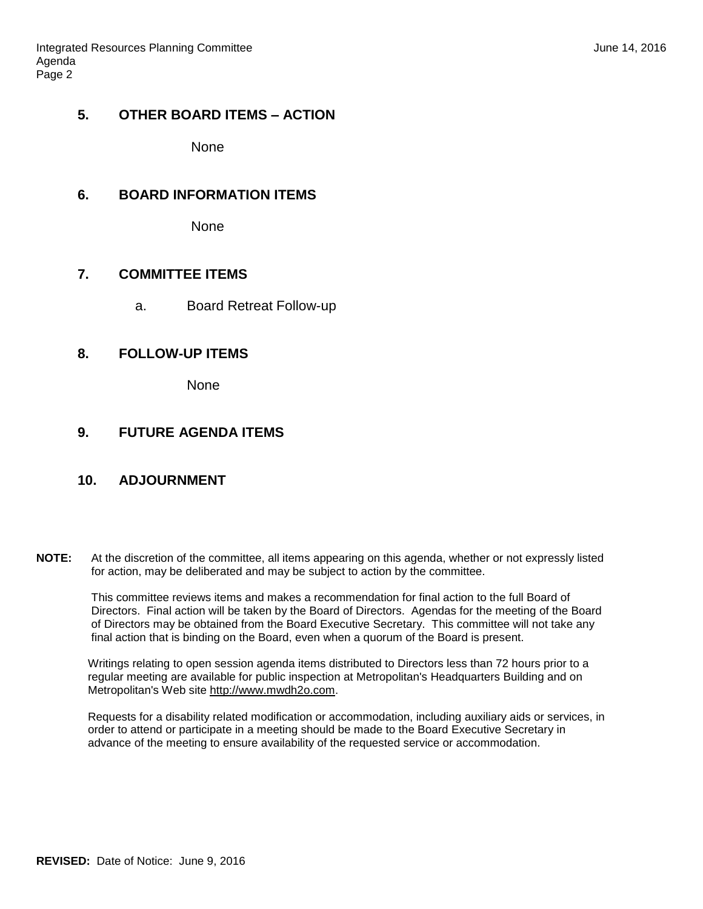## 5. OTHER BOARD ITEMS – ACTION

None

## 6. BOARD INFORMATION ITEMS

None

## 7. COMMITTEE ITEMS

a. Board Retreat Follow-up

## 8. FOLLOW-UP ITEMS

None

## 9. FUTURE AGENDA ITEMS

## 10. ADJOURNMENT

**NOTE:** At the discretion of the committee, all items appearing on this agenda, whether or not expressly listed for action, may be deliberated and may be subject to action by the committee.

This committee reviews items and makes a recommendation for final action to the full Board of Directors. Final action will be taken by the Board of Directors. Agendas for the meeting of the Board of Directors may be obtained from the Board Executive Secretary. This committee will not take any final action that is binding on the Board, even when a quorum of the Board is present.

Writings relating to open session agenda items distributed to Directors less than 72 hours prior to a regular meeting are available for public inspection at Metropolitan's Headquarters Building and on Metropolitan's Web site http://www.mwdh2o.com.

Requests for a disability related modification or accommodation, including auxiliary aids or services, in order to attend or participate in a meeting should be made to the Board Executive Secretary in advance of the meeting to ensure availability of the requested service or accommodation.

**REVISED:** Date of Notice: June 9, 2016